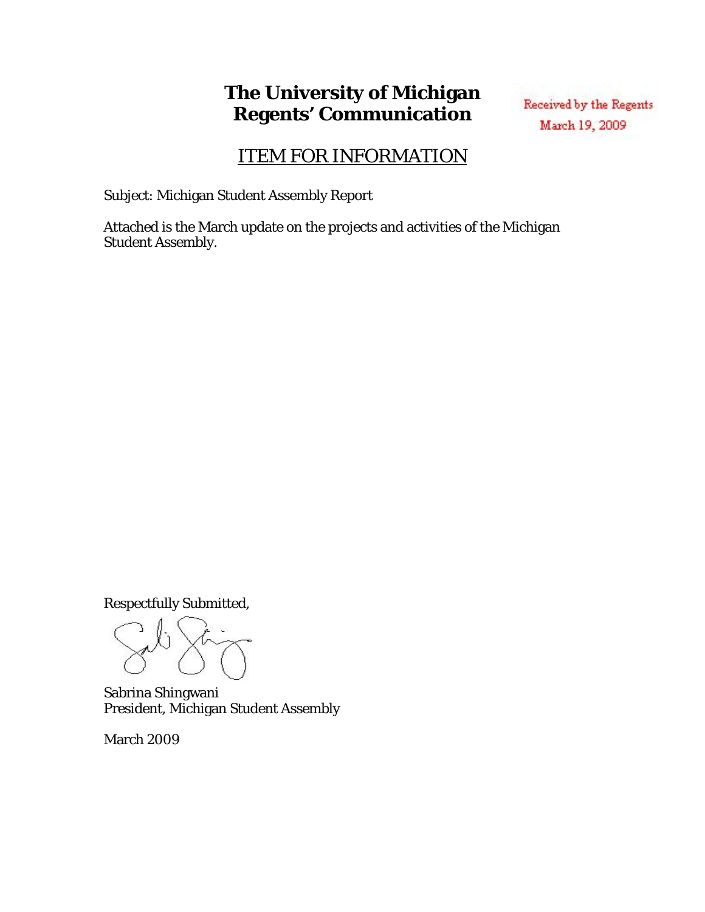# The University of Michigan
# Regents' Communication

Received by the Regents
March 19, 2009

## ITEM FOR INFORMATION

Subject: Michigan Student Assembly Report

Attached is the March update on the projects and activities of the Michigan Student Assembly.

Respectfully Submitted,

Sabrina Shingwani
President, Michigan Student Assembly

March 2009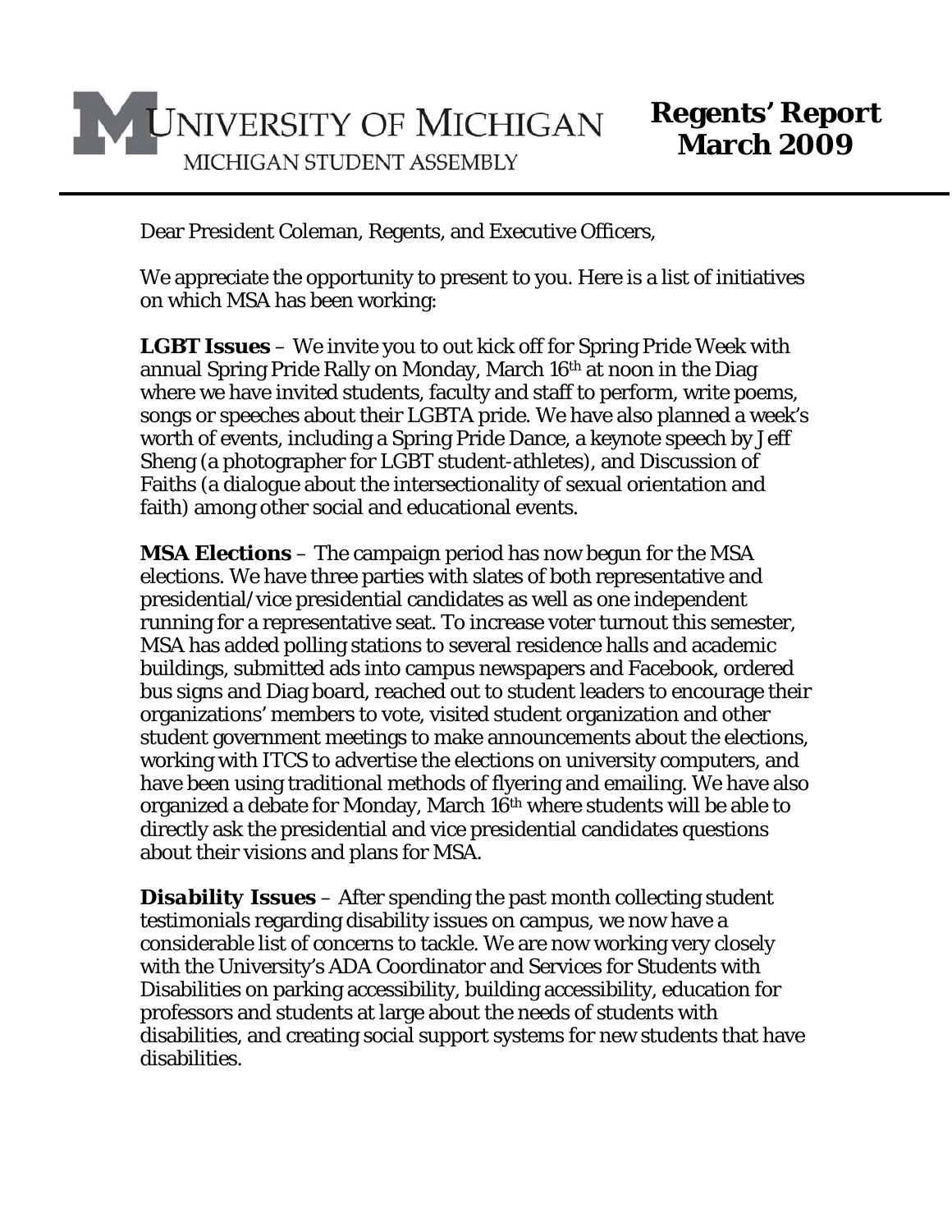UNIVERSITY OF MICHIGAN
MICHIGAN STUDENT ASSEMBLY

# Regents' Report March 2009

Dear President Coleman, Regents, and Executive Officers,

We appreciate the opportunity to present to you. Here is a list of initiatives on which MSA has been working:

**LGBT Issues** – We invite you to out kick off for Spring Pride Week with annual Spring Pride Rally on Monday, March 16th at noon in the Diag where we have invited students, faculty and staff to perform, write poems, songs or speeches about their LGBTA pride. We have also planned a week's worth of events, including a Spring Pride Dance, a keynote speech by Jeff Sheng (a photographer for LGBT student-athletes), and Discussion of Faiths (a dialogue about the intersectionality of sexual orientation and faith) among other social and educational events.

**MSA Elections** – The campaign period has now begun for the MSA elections. We have three parties with slates of both representative and presidential/vice presidential candidates as well as one independent running for a representative seat. To increase voter turnout this semester, MSA has added polling stations to several residence halls and academic buildings, submitted ads into campus newspapers and Facebook, ordered bus signs and Diag board, reached out to student leaders to encourage their organizations' members to vote, visited student organization and other student government meetings to make announcements about the elections, working with ITCS to advertise the elections on university computers, and have been using traditional methods of flyering and emailing. We have also organized a debate for Monday, March 16th where students will be able to directly ask the presidential and vice presidential candidates questions about their visions and plans for MSA.

**Disability Issues** – After spending the past month collecting student testimonials regarding disability issues on campus, we now have a considerable list of concerns to tackle. We are now working very closely with the University's ADA Coordinator and Services for Students with Disabilities on parking accessibility, building accessibility, education for professors and students at large about the needs of students with disabilities, and creating social support systems for new students that have disabilities.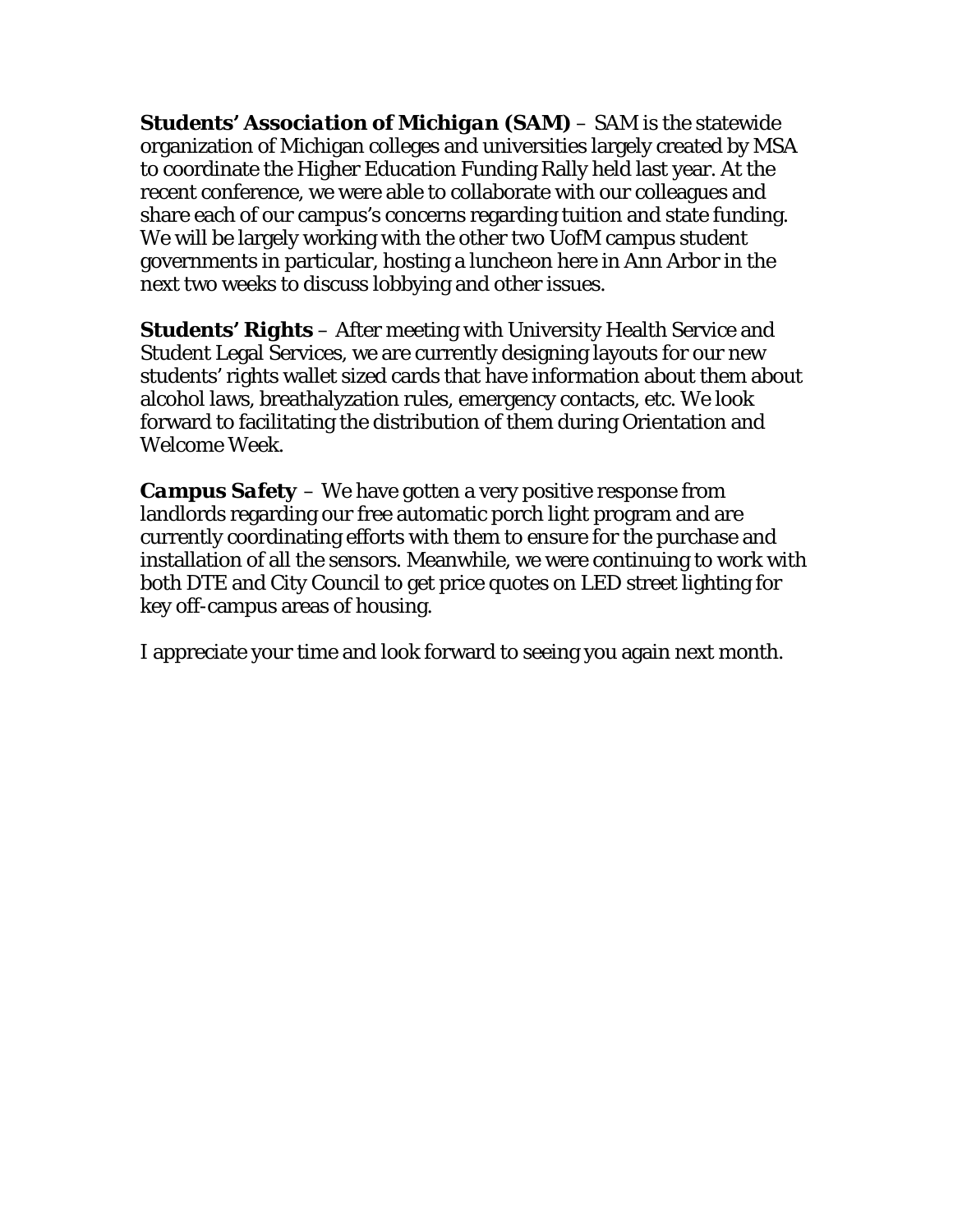**Students' Association of Michigan (SAM)** – SAM is the statewide organization of Michigan colleges and universities largely created by MSA to coordinate the Higher Education Funding Rally held last year. At the recent conference, we were able to collaborate with our colleagues and share each of our campus's concerns regarding tuition and state funding. We will be largely working with the other two UofM campus student governments in particular, hosting a luncheon here in Ann Arbor in the next two weeks to discuss lobbying and other issues.

**Students' Rights** – After meeting with University Health Service and Student Legal Services, we are currently designing layouts for our new students' rights wallet sized cards that have information about them about alcohol laws, breathalyzation rules, emergency contacts, etc. We look forward to facilitating the distribution of them during Orientation and Welcome Week.

**Campus Safety** – We have gotten a very positive response from landlords regarding our free automatic porch light program and are currently coordinating efforts with them to ensure for the purchase and installation of all the sensors. Meanwhile, we were continuing to work with both DTE and City Council to get price quotes on LED street lighting for key off-campus areas of housing.

I appreciate your time and look forward to seeing you again next month.